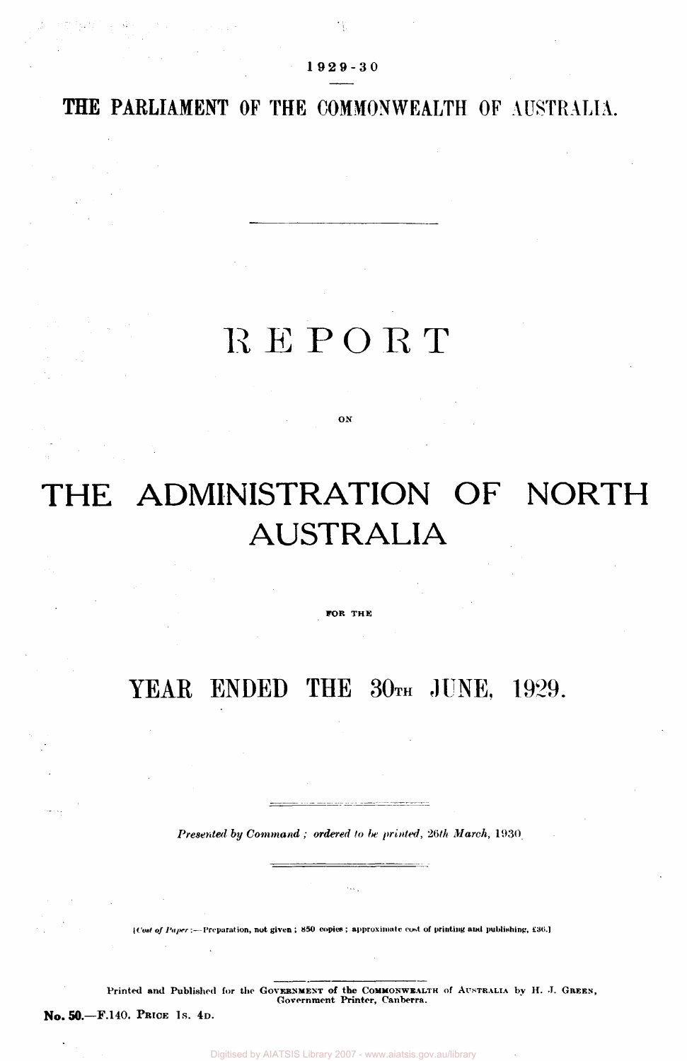1929-30

THE PARLIAMENT OF THE COMMONWEALTH OF AUSTRALIA.

# REPORT

ON

# THE ADMINISTRATION OF NORTH AUSTRALIA

FOR THE

## YEAR ENDED THE 30TH JUNE, 1929.

*Presented by Command; ordered to be printed, 26th March, 1930.*

[*Cost of Paper*:—Preparation, not given; 850 copies; approximate cost of printing and publishing, £30.]

Printed and Published for the GOVERNMENT of the COMMONWEALTH of AUSTRALIA by H. J. GREEN, Government Printer, Canberra.

**No. 50.**—F.140. PRICE 1S. 4D.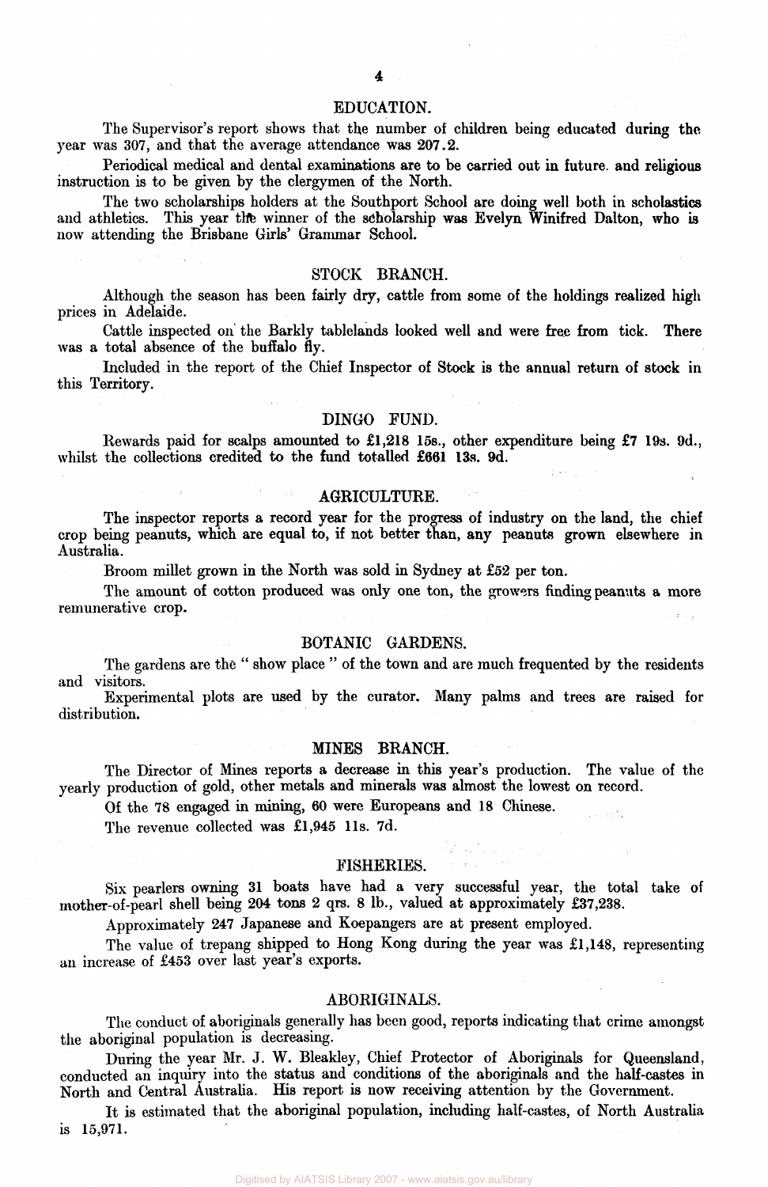## EDUCATION.

The Supervisor's report shows that the number of children being educated during the year was 307, and that the average attendance was 207.2.

Periodical medical and dental examinations are to be carried out in future. and religious instruction is to be given by the clergymen of the North.

The two scholarships holders at the Southport School are doing well both in scholastics and athletics. This year the winner of the scholarship was Evelyn Winifred Dalton, who is now attending the Brisbane Girls' Grammar School.

## STOCK BRANCH.

Although the season has been fairly dry, cattle from some of the holdings realized high prices in Adelaide.

Cattle inspected on the Barkly tablelands looked well and were free from tick. There was a total absence of the buffalo fly.

Included in the report of the Chief Inspector of Stock is the annual return of stock in this Territory.

## DINGO FUND.

Rewards paid for scalps amounted to £1,218 15s., other expenditure being £7 19s. 9d., whilst the collections credited to the fund totalled £661 13s. 9d.

## AGRICULTURE.

The inspector reports a record year for the progress of industry on the land, the chief crop being peanuts, which are equal to, if not better than, any peanuts grown elsewhere in Australia.

Broom millet grown in the North was sold in Sydney at £52 per ton.

The amount of cotton produced was only one ton, the growers finding peanuts a more remunerative crop.

## BOTANIC GARDENS.

The gardens are the " show place " of the town and are much frequented by the residents and visitors.

Experimental plots are used by the curator. Many palms and trees are raised for distribution.

## MINES BRANCH.

The Director of Mines reports a decrease in this year's production. The value of the yearly production of gold, other metals and minerals was almost the lowest on record.

Of the 78 engaged in mining, 60 were Europeans and 18 Chinese.

The revenue collected was £1,945 11s. 7d.

## FISHERIES.

Six pearlers owning 31 boats have had a very successful year, the total take of mother-of-pearl shell being 204 tons 2 qrs. 8 lb., valued at approximately £37,238.

Approximately 247 Japanese and Koepangers are at present employed.

The value of trepang shipped to Hong Kong during the year was £1,148, representing an increase of £453 over last year's exports.

## ABORIGINALS.

The conduct of aboriginals generally has been good, reports indicating that crime amongst the aboriginal population is decreasing.

During the year Mr. J. W. Bleakley, Chief Protector of Aboriginals for Queensland, conducted an inquiry into the status and conditions of the aboriginals and the half-castes in North and Central Australia. His report is now receiving attention by the Government.

It is estimated that the aboriginal population, including half-castes, of North Australia is 15,971.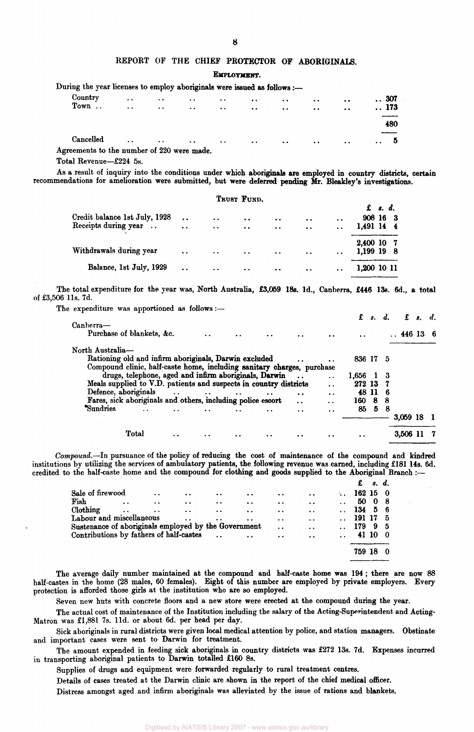## REPORT OF THE CHIEF PROTECTOR OF ABORIGINALS.

### EMPLOYMENT.

During the year licenses to employ aboriginals were issued as follows :—

| | |
|---|---|
| Country | 307 |
| Town | 173 |
| | 480 |
| Cancelled | 5 |

Agreements to the number of 220 were made.

Total Revenue—£224 5s.

As a result of inquiry into the conditions under which aboriginals are employed in country districts, certain recommendations for amelioration were submitted, but were deferred pending Mr. Bleakley's investigations.

### TRUST FUND.

| | £ s. d. |
|---|---|
| Credit balance 1st July, 1928 | 908 16 3 |
| Receipts during year | 1,491 14 4 |
| | 2,400 10 7 |
| Withdrawals during year | 1,199 19 8 |
| Balance, 1st July, 1929 | 1,200 10 11 |

The total expenditure for the year was, North Australia, £3,059 18s. 1d., Canberra, £446 13s. 6d., a total of £3,506 11s. 7d.

The expenditure was apportioned as follows :—

| | £ s. d. | £ s. d. |
|---|---|---|
| Canberra— | | |
| Purchase of blankets, &c. | .. | 446 13 6 |
| North Australia— | | |
| Rationing old and infirm aboriginals, Darwin excluded | 836 17 5 | |
| Compound clinic, half-caste home, including sanitary charges, purchase drugs, telephone, aged and infirm aboriginals, Darwin | 1,656 1 3 | |
| Meals supplied to V.D. patients and suspects in country districts | 272 13 7 | |
| Defence, aboriginals | 48 11 6 | |
| Fares, sick aboriginals and others, including police escort | 160 8 8 | |
| *Sundries | 85 5 8 | |
| | | 3,059 18 1 |
| Total | .. | 3,506 11 7 |

*Compound.*—In pursuance of the policy of reducing the cost of maintenance of the compound and kindred institutions by utilizing the services of ambulatory patients, the following revenue was earned, including £181 14s. 6d. credited to the half-caste home and the compound for clothing and goods supplied to the Aboriginal Branch :—

| | £ s. d. |
|---|---|
| Sale of firewood | 162 15 0 |
| Fish | 50 0 8 |
| Clothing | 134 5 6 |
| Labour and miscellaneous | 191 17 5 |
| Sustenance of aboriginals employed by the Government | 179 9 5 |
| Contributions by fathers of half-castes | 41 10 0 |
| | 759 18 0 |

The average daily number maintained at the compound and half-caste home was 194; there are now 88 half-castes in the home (28 males, 60 females). Eight of this number are employed by private employers. Every protection is afforded those girls at the institution who are so employed.

Seven new huts with concrete floors and a new store were erected at the compound during the year.

The actual cost of maintenance of the Institution including the salary of the Acting-Superintendent and Acting-Matron was £1,881 7s. 11d. or about 6d. per head per day.

Sick aboriginals in rural districts were given local medical attention by police, and station managers. Obstinate and important cases were sent to Darwin for treatment.

The amount expended in feeding sick aboriginals in country districts was £272 13s. 7d. Expenses incurred in transporting aboriginal patients to Darwin totalled £160 8s.

Supplies of drugs and equipment were forwarded regularly to rural treatment centres.

Details of cases treated at the Darwin clinic are shown in the report of the chief medical officer.

Distress amongst aged and infirm aboriginals was alleviated by the issue of rations and blankets.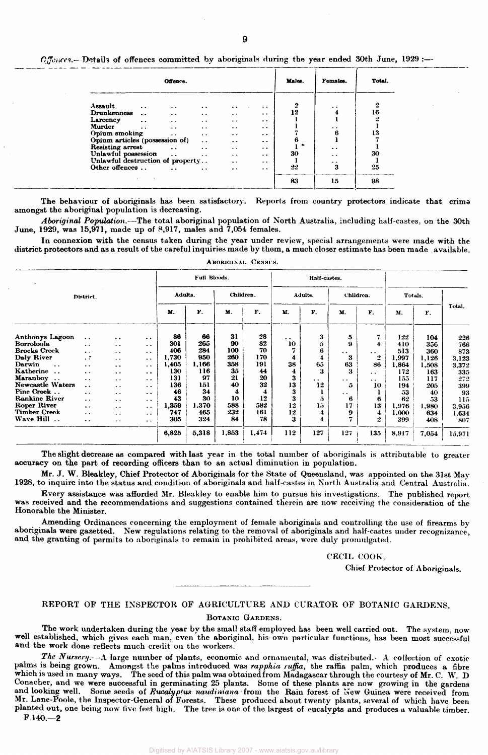*Offences.*—Details of offences committed by aboriginals during the year ended 30th June, 1929 :—

| Offence. | Males. | Females. | Total. |
|---|---|---|---|
| Assault | 2 | .. | 2 |
| Drunkenness | 12 | 4 | 16 |
| Larceny | 1 | 1 | 2 |
| Murder | 1 | .. | 1 |
| Opium smoking | 7 | 6 | 13 |
| Opium articles (possession of) | 6 | 1 | 7 |
| Resisting arrest | 1 | .. | 1 |
| Unlawful possession | 30 | .. | 30 |
| Unlawful destruction of property | 1 | .. | 1 |
| Other offences | 22 | 3 | 25 |
| | 83 | 15 | 98 |

The behaviour of aboriginals has been satisfactory. Reports from country protectors indicate that crime amongst the aboriginal population is decreasing.

*Aboriginal Population.*—The total aboriginal population of North Australia, including half-castes, on the 30th June, 1929, was 15,971, made up of 8,917, males and 7,054 females.

In connexion with the census taken during the year under review, special arrangements were made with the district protectors and as a result of the careful inquiries made by them, a much closer estimate has been made available.

ABORIGINAL CENSUS.

| District. | Full Bloods. | | | | Half-castes. | | | | Totals. | | Total. |
|---|---|---|---|---|---|---|---|---|---|---|---|
| | Adults. | | Children. | | Adults. | | Children. | | | | |
| | M. | F. | M. | F. | M. | F. | M. | F. | M. | F. | |
| Anthonys Lagoon | 86 | 66 | 31 | 28 | .. | 3 | 5 | 7 | 122 | 104 | 226 |
| Borroloola | 301 | 265 | 90 | 82 | 10 | 5 | 9 | 4 | 410 | 356 | 766 |
| Brocks Creek | 406 | 284 | 100 | 70 | 7 | 6 | .. | .. | 513 | 360 | 873 |
| Daly River | 1,730 | 950 | 260 | 170 | 4 | 4 | 3 | 2 | 1,997 | 1,126 | 3,123 |
| Darwin | 1,405 | 1,166 | 358 | 191 | 38 | 65 | 63 | 86 | 1,864 | 1,508 | 3,372 |
| Katherine | 130 | 116 | 35 | 44 | 4 | 3 | 3 | .. | 172 | 163 | 335 |
| Maranboy | 131 | 97 | 21 | 20 | 3 | .. | .. | .. | 155 | 117 | 272 |
| Newcastle Waters | 136 | 151 | 40 | 32 | 13 | 12 | 5 | 10 | 194 | 205 | 399 |
| Pine Creek | 46 | 34 | 4 | 4 | 3 | 1 | .. | 1 | 53 | 40 | 93 |
| Rankine River | 43 | 30 | 10 | 12 | 3 | 5 | 6 | 6 | 62 | 53 | 115 |
| Roper River | 1,359 | 1,370 | 588 | 582 | 12 | 15 | 17 | 13 | 1,976 | 1,980 | 3,956 |
| Timber Creek | 747 | 465 | 232 | 161 | 12 | 4 | 9 | 4 | 1,000 | 634 | 1,634 |
| Wave Hill | 305 | 324 | 84 | 78 | 3 | 4 | 7 | 2 | 399 | 408 | 807 |
| | 6,825 | 5,318 | 1,853 | 1,474 | 112 | 127 | 127 | 135 | 8,917 | 7,054 | 15,971 |

The slight decrease as compared with last year in the total number of aboriginals is attributable to greater accuracy on the part of recording officers than to an actual diminution in population.

Mr. J. W. Bleakley, Chief Protector of Aboriginals for the State of Queensland, was appointed on the 31st May 1928, to inquire into the status and condition of aboriginals and half-castes in North Australia and Central Australia.

Every assistance was afforded Mr. Bleakley to enable him to pursue his investigations. The published report was received and the recommendations and suggestions contained therein are now receiving the consideration of the Honorable the Minister.

Amending Ordinances concerning the employment of female aboriginals and controlling the use of firearms by aboriginals were gazetted. New regulations relating to the removal of aboriginals and half-castes under recognizance, and the granting of permits to aboriginals to remain in prohibited areas, were duly promulgated.

CECIL COOK,

Chief Protector of Aboriginals.

## REPORT OF THE INSPECTOR OF AGRICULTURE AND CURATOR OF BOTANIC GARDENS.

### BOTANIC GARDENS.

The work undertaken during the year by the small staff employed has been well carried out. The system, now well established, which gives each man, even the aboriginal, his own particular functions, has been most successful and the work done reflects much credit on the workers.

*The Nursery.*—A large number of plants, economic and ornamental, was distributed. A collection of exotic palms is being grown. Amongst the palms introduced was *rapphia ruffia*, the raffia palm, which produces a fibre which is used in many ways. The seed of this palm was obtained from Madagascar through the courtesy of Mr. C. W. D Conacher, and we were successful in germinating 25 plants. Some of these plants are now growing in the gardens and looking well. Some seeds of *Eucalyptus naudiniana* from the Rain forest of New Guinea were received from Mr. Lane-Poole, the Inspector-General of Forests. These produced about twenty plants, several of which have been planted out, one being now five feet high. The tree is one of the largest of eucalypts and produces a valuable timber.

F.140.—2